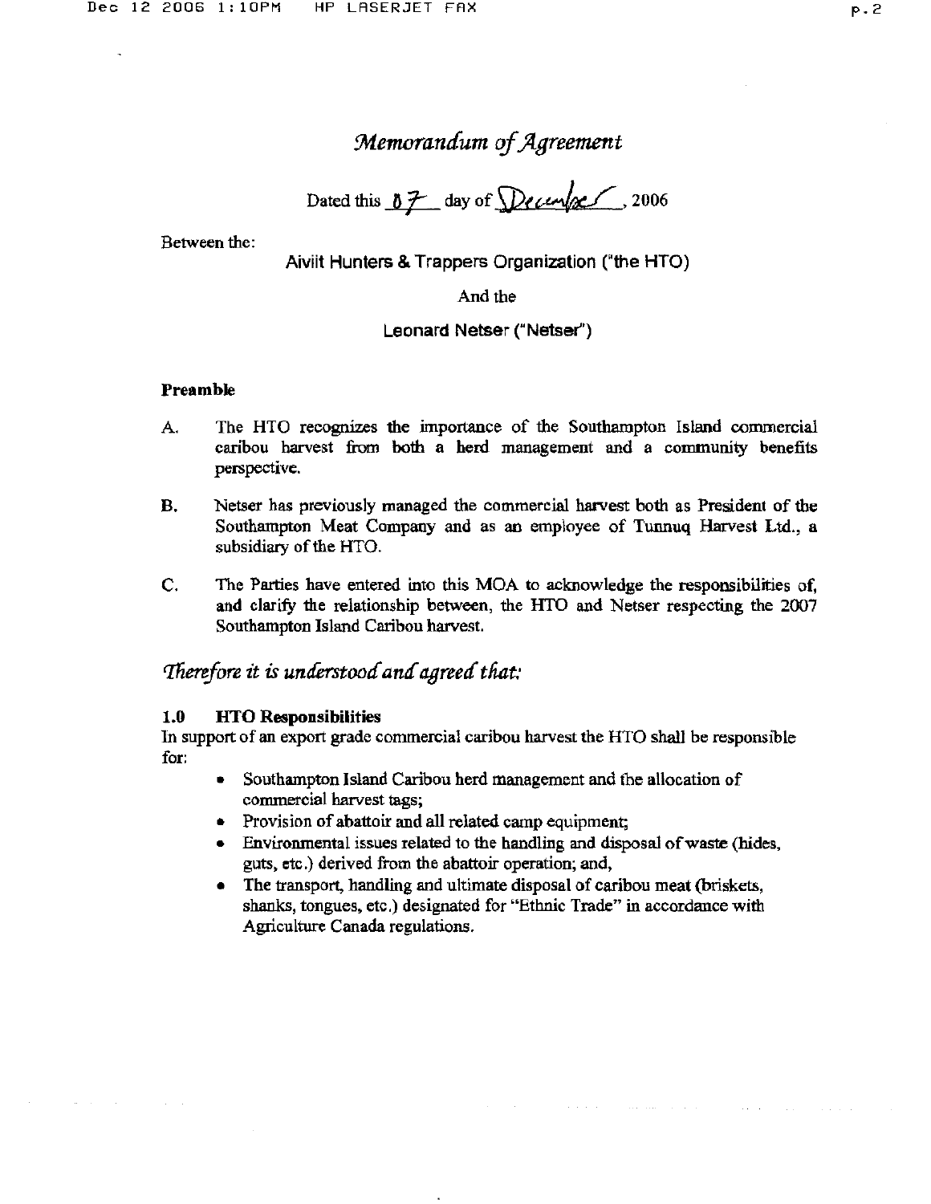# *Memorandum of Agreement*

Dated this 07 day of December, 2006

Between the:

**Aiviit Hunters & Trappers Organization ("the HTO)**

And the

**Leonard Netser ("Netser")**

**Preamble**

A. The HTO recognizes the importance of the Southampton Island commercial caribou harvest from both a herd management and a community benefits perspective.

B. Netser has previously managed the commercial harvest both as President of the Southampton Meat Company and as an employee of Tunnuq Harvest Ltd., a subsidiary of the HTO.

C. The Parties have entered into this MOA to acknowledge the responsibilities of, and clarify the relationship between, the HTO and Netser respecting the 2007 Southampton Island Caribou harvest.

*Therefore it is understood and agreed that:*

**1.0 HTO Responsibilities**

In support of an export grade commercial caribou harvest the HTO shall be responsible for:

- Southampton Island Caribou herd management and the allocation of commercial harvest tags;
- Provision of abattoir and all related camp equipment;
- Environmental issues related to the handling and disposal of waste (hides, guts, etc.) derived from the abattoir operation; and,
- The transport, handling and ultimate disposal of caribou meat (briskets, shanks, tongues, etc.) designated for "Ethnic Trade" in accordance with Agriculture Canada regulations.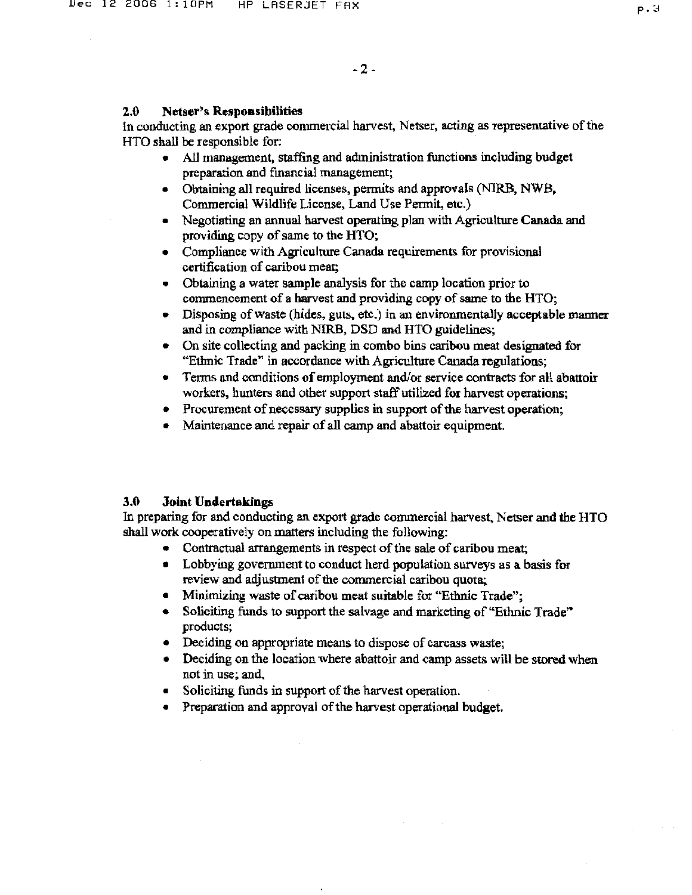## 2.0 Netser's Responsibilities

In conducting an export grade commercial harvest, Netser, acting as representative of the HTO shall be responsible for:

- All management, staffing and administration functions including budget preparation and financial management;
- Obtaining all required licenses, permits and approvals (NIRB, NWB, Commercial Wildlife License, Land Use Permit, etc.)
- Negotiating an annual harvest operating plan with Agriculture Canada and providing copy of same to the HTO;
- Compliance with Agriculture Canada requirements for provisional certification of caribou meat;
- Obtaining a water sample analysis for the camp location prior to commencement of a harvest and providing copy of same to the HTO;
- Disposing of waste (hides, guts, etc.) in an environmentally acceptable manner and in compliance with NIRB, DSD and HTO guidelines;
- On site collecting and packing in combo bins caribou meat designated for "Ethnic Trade" in accordance with Agriculture Canada regulations;
- Terms and conditions of employment and/or service contracts for all abattoir workers, hunters and other support staff utilized for harvest operations;
- Procurement of necessary supplies in support of the harvest operation;
- Maintenance and repair of all camp and abattoir equipment.

## 3.0 Joint Undertakings

In preparing for and conducting an export grade commercial harvest, Netser and the HTO shall work cooperatively on matters including the following:

- Contractual arrangements in respect of the sale of caribou meat;
- Lobbying government to conduct herd population surveys as a basis for review and adjustment of the commercial caribou quota;
- Minimizing waste of caribou meat suitable for "Ethnic Trade";
- Soliciting funds to support the salvage and marketing of "Ethnic Trade" products;
- Deciding on appropriate means to dispose of carcass waste;
- Deciding on the location where abattoir and camp assets will be stored when not in use; and,
- Soliciting funds in support of the harvest operation.
- Preparation and approval of the harvest operational budget.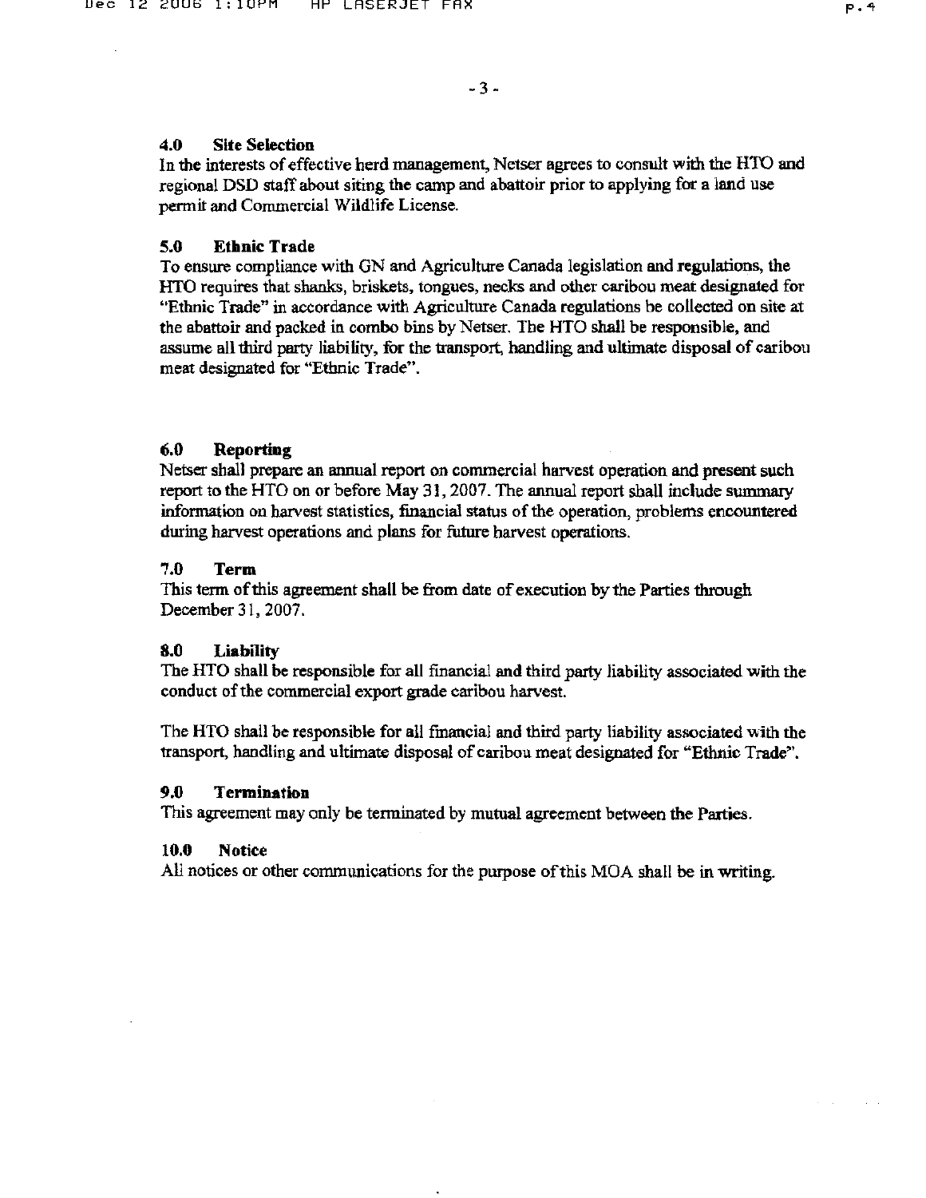### 4.0 Site Selection

In the interests of effective herd management, Netser agrees to consult with the HTO and regional DSD staff about siting the camp and abattoir prior to applying for a land use permit and Commercial Wildlife License.

### 5.0 Ethnic Trade

To ensure compliance with GN and Agriculture Canada legislation and regulations, the HTO requires that shanks, briskets, tongues, necks and other caribou meat designated for "Ethnic Trade" in accordance with Agriculture Canada regulations be collected on site at the abattoir and packed in combo bins by Netser. The HTO shall be responsible, and assume all third party liability, for the transport, handling and ultimate disposal of caribou meat designated for "Ethnic Trade".

### 6.0 Reporting

Netser shall prepare an annual report on commercial harvest operation and present such report to the HTO on or before May 31, 2007. The annual report shall include summary information on harvest statistics, financial status of the operation, problems encountered during harvest operations and plans for future harvest operations.

### 7.0 Term

This term of this agreement shall be from date of execution by the Parties through December 31, 2007.

### 8.0 Liability

The HTO shall be responsible for all financial and third party liability associated with the conduct of the commercial export grade caribou harvest.

The HTO shall be responsible for all financial and third party liability associated with the transport, handling and ultimate disposal of caribou meat designated for "Ethnic Trade".

### 9.0 Termination

This agreement may only be terminated by mutual agreement between the Parties.

### 10.0 Notice

All notices or other communications for the purpose of this MOA shall be in writing.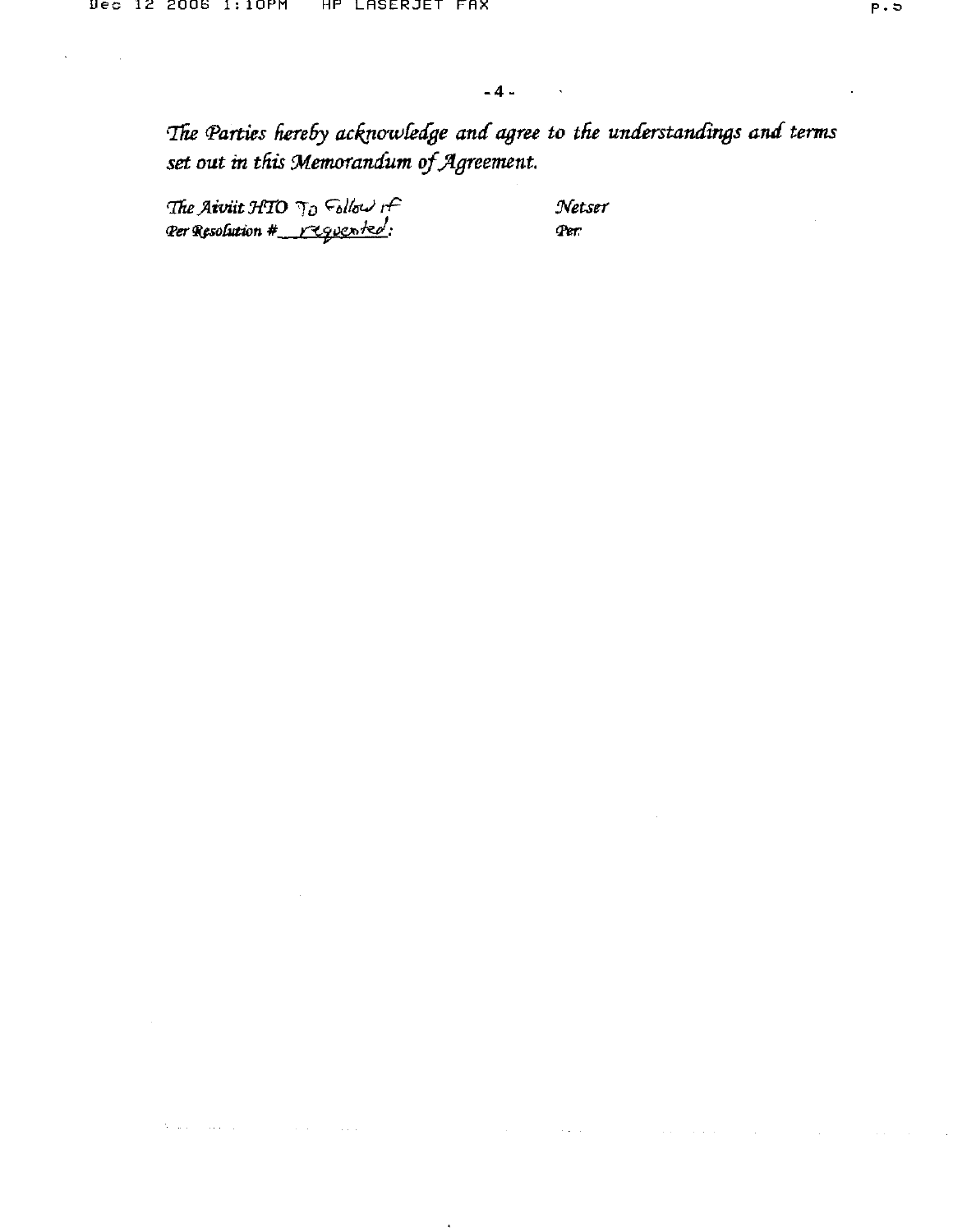*The Parties hereby acknowledge and agree to the understandings and terms set out in this Memorandum of Agreement.*

| | |
|---|---|
| *The Aiviit HTO* To follow if<br>*Per Resolution #* requested: | *Netser*<br>*Per:* |